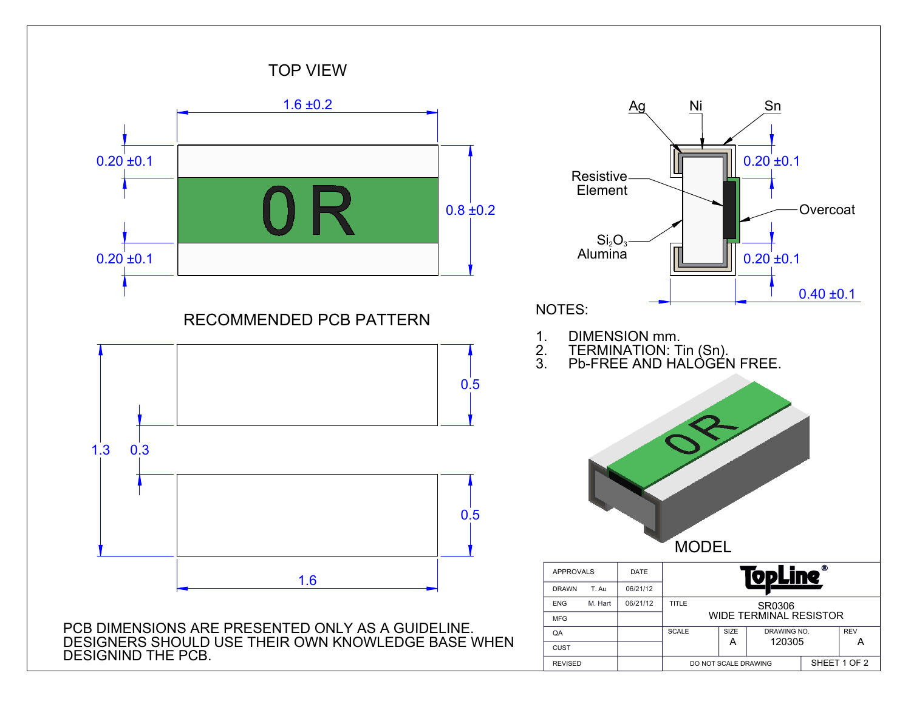## TOP VIEW

1.6 ±0.2

0.20 ±0.1

0R

0.8 ±0.2

0.20 ±0.1

Ag Ni Sn

0.20 ±0.1

Resistive Element

Overcoat

$Si_2O_3$ Alumina

0.20 ±0.1

0.40 ±0.1

## RECOMMENDED PCB PATTERN

0.5

1.3 0.3

0.5

1.6

NOTES:

1. DIMENSION mm.
2. TERMINATION: Tin (Sn).
3. Pb-FREE AND HALOGEN FREE.

MODEL

PCB DIMENSIONS ARE PRESENTED ONLY AS A GUIDELINE. DESIGNERS SHOULD USE THEIR OWN KNOWLEDGE BASE WHEN DESIGNIND THE PCB.

| APPROVALS | | DATE | TopLine® | | | |
|---|---|---|---|---|---|---|
| DRAWN | T. Au | 06/21/12 | | | | |
| ENG | M. Hart | 06/21/12 | TITLE: SR0306 WIDE TERMINAL RESISTOR | | | |
| MFG | | | | | | |
| QA | | | SCALE | SIZE A | DRAWING NO. 120305 | REV A |
| CUST | | | | | | |
| REVISED | | | DO NOT SCALE DRAWING | | SHEET 1 OF 2 | |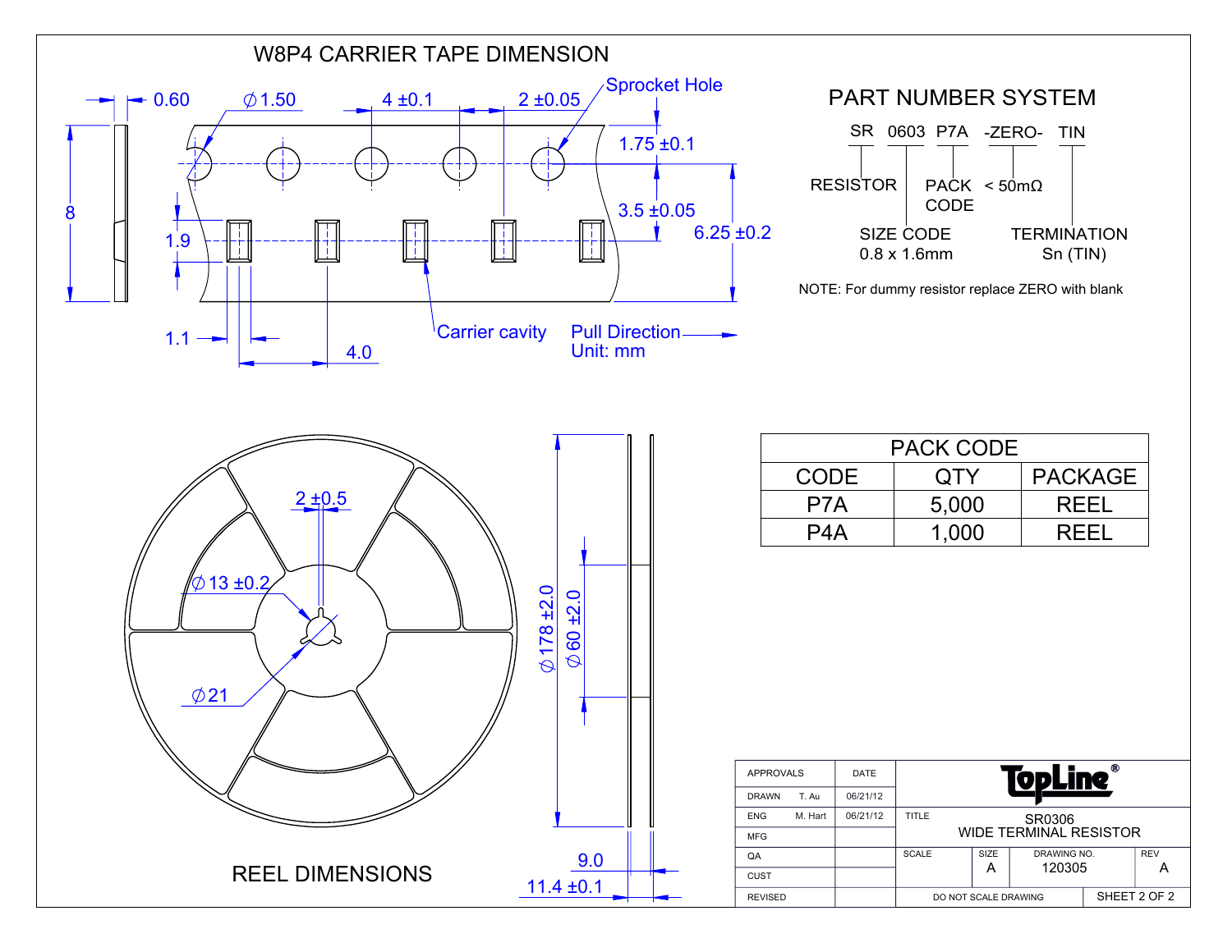## W8P4 CARRIER TAPE DIMENSION

0.60
$\phi$1.50
4 ±0.1
2 ±0.05
Sprocket Hole
1.75 ±0.1
3.5 ±0.05
6.25 ±0.2
8
1.9
1.1
4.0
Carrier cavity
Pull Direction
Unit: mm

## PART NUMBER SYSTEM

SR 0603 P7A -ZERO- TIN

- SR: RESISTOR
- 0603: SIZE CODE 0.8 x 1.6mm
- P7A: PACK CODE
- -ZERO-: < 50mΩ
- TIN: TERMINATION Sn (TIN)

NOTE: For dummy resistor replace ZERO with blank

| PACK CODE | | |
|---|---|---|
| CODE | QTY | PACKAGE |
| P7A | 5,000 | REEL |
| P4A | 1,000 | REEL |

## REEL DIMENSIONS

2 ±0.5
$\phi$13 ±0.2
$\phi$21
$\phi$178 ±2.0
$\phi$60 ±2.0
9.0
11.4 ±0.1

| APPROVALS | | DATE | |
|---|---|---|---|
| DRAWN | T. Au | 06/21/12 | TopLine® |
| ENG | M. Hart | 06/21/12 | TITLE: SR0306 WIDE TERMINAL RESISTOR |
| MFG | | | |
| QA | | | SCALE; SIZE: A; DRAWING NO.: 120305; REV: A |
| CUST | | | |
| REVISED | | | DO NOT SCALE DRAWING |